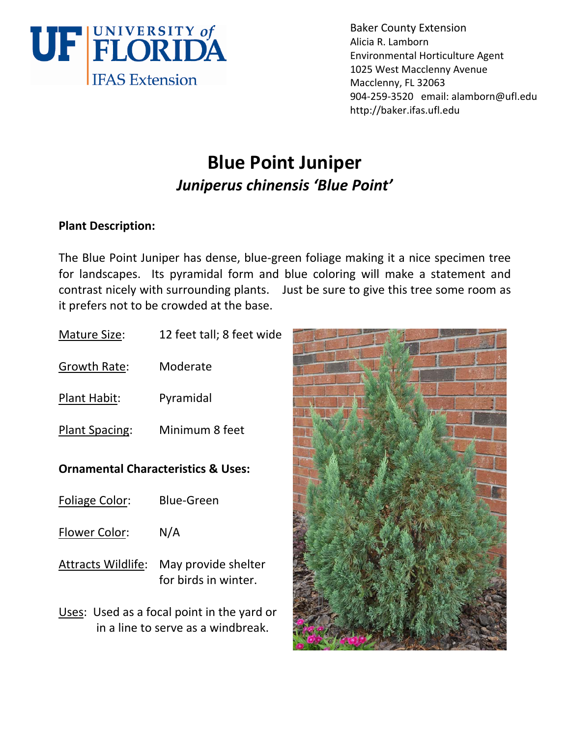UF UNIVERSITY of FLORIDA
IFAS Extension

Baker County Extension
Alicia R. Lamborn
Environmental Horticulture Agent
1025 West Macclenny Avenue
Macclenny, FL 32063
904-259-3520 email: alamborn@ufl.edu
http://baker.ifas.ufl.edu

# Blue Point Juniper

## *Juniperus chinensis 'Blue Point'*

**Plant Description:**

The Blue Point Juniper has dense, blue-green foliage making it a nice specimen tree for landscapes. Its pyramidal form and blue coloring will make a statement and contrast nicely with surrounding plants. Just be sure to give this tree some room as it prefers not to be crowded at the base.

Mature Size: 12 feet tall; 8 feet wide

Growth Rate: Moderate

Plant Habit: Pyramidal

Plant Spacing: Minimum 8 feet

**Ornamental Characteristics & Uses:**

Foliage Color: Blue-Green

Flower Color: N/A

Attracts Wildlife: May provide shelter for birds in winter.

Uses: Used as a focal point in the yard or in a line to serve as a windbreak.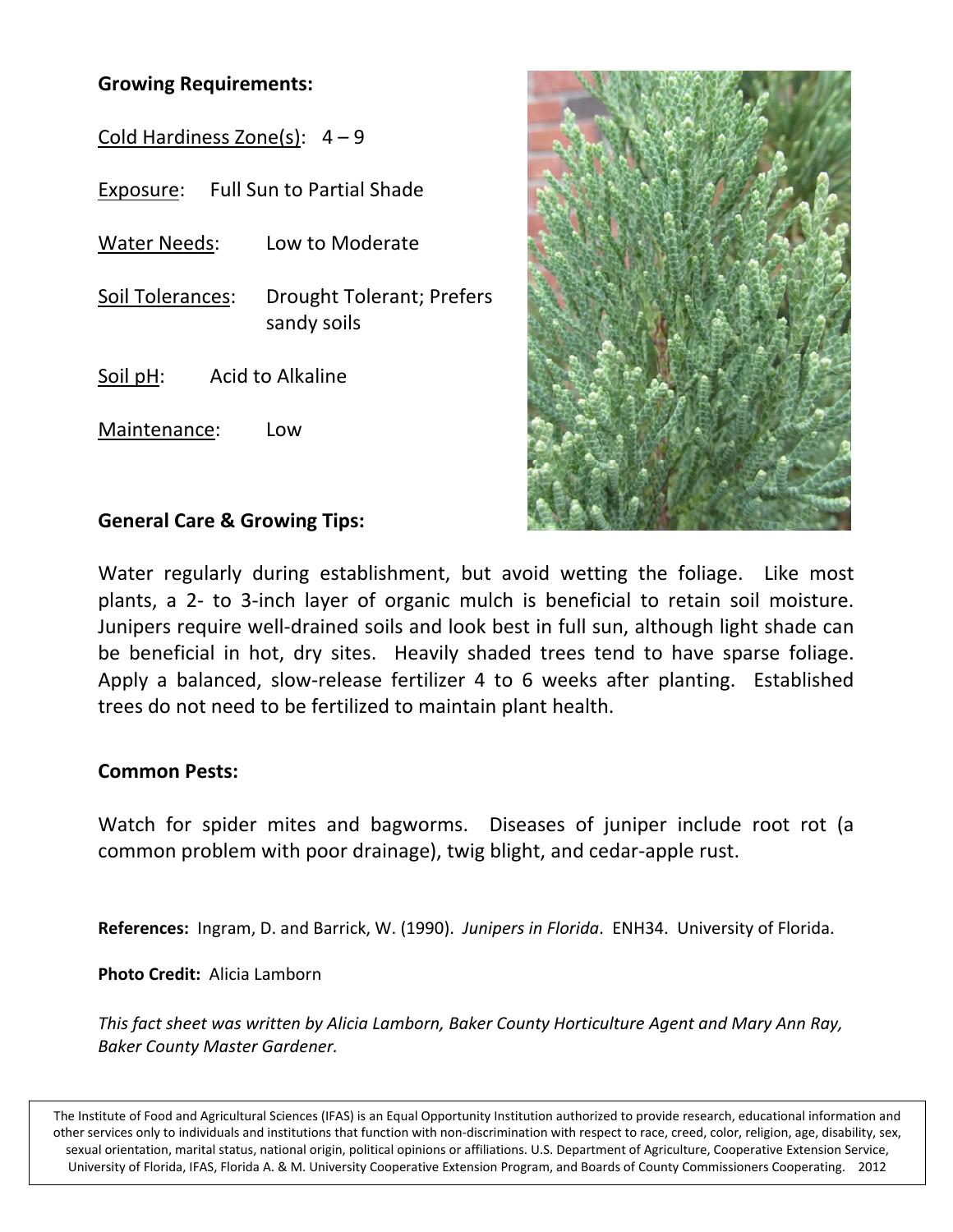**Growing Requirements:**

Cold Hardiness Zone(s): 4 – 9

Exposure: Full Sun to Partial Shade

Water Needs: Low to Moderate

Soil Tolerances: Drought Tolerant; Prefers sandy soils

Soil pH: Acid to Alkaline

Maintenance: Low

**General Care & Growing Tips:**

Water regularly during establishment, but avoid wetting the foliage. Like most plants, a 2- to 3-inch layer of organic mulch is beneficial to retain soil moisture. Junipers require well-drained soils and look best in full sun, although light shade can be beneficial in hot, dry sites. Heavily shaded trees tend to have sparse foliage. Apply a balanced, slow-release fertilizer 4 to 6 weeks after planting. Established trees do not need to be fertilized to maintain plant health.

**Common Pests:**

Watch for spider mites and bagworms. Diseases of juniper include root rot (a common problem with poor drainage), twig blight, and cedar-apple rust.

**References:** Ingram, D. and Barrick, W. (1990). *Junipers in Florida*. ENH34. University of Florida.

**Photo Credit:** Alicia Lamborn

*This fact sheet was written by Alicia Lamborn, Baker County Horticulture Agent and Mary Ann Ray, Baker County Master Gardener.*

The Institute of Food and Agricultural Sciences (IFAS) is an Equal Opportunity Institution authorized to provide research, educational information and other services only to individuals and institutions that function with non-discrimination with respect to race, creed, color, religion, age, disability, sex, sexual orientation, marital status, national origin, political opinions or affiliations. U.S. Department of Agriculture, Cooperative Extension Service, University of Florida, IFAS, Florida A. & M. University Cooperative Extension Program, and Boards of County Commissioners Cooperating. 2012